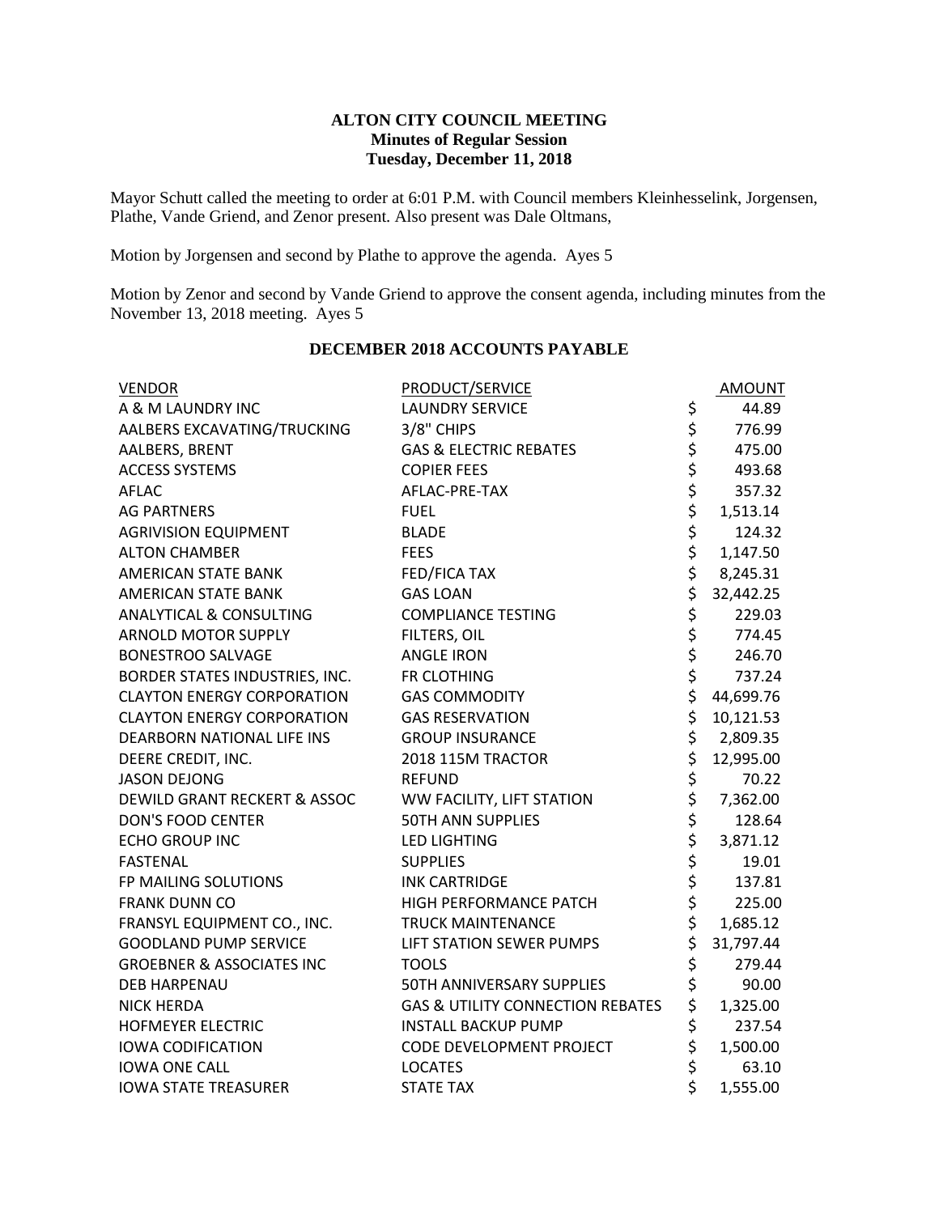**ALTON CITY COUNCIL MEETING**
**Minutes of Regular Session**
**Tuesday, December 11, 2018**

Mayor Schutt called the meeting to order at 6:01 P.M. with Council members Kleinhesselink, Jorgensen, Plathe, Vande Griend, and Zenor present. Also present was Dale Oltmans,

Motion by Jorgensen and second by Plathe to approve the agenda. Ayes 5

Motion by Zenor and second by Vande Griend to approve the consent agenda, including minutes from the November 13, 2018 meeting. Ayes 5

**DECEMBER 2018 ACCOUNTS PAYABLE**

| VENDOR | PRODUCT/SERVICE | AMOUNT |
|---|---|---|
| A & M LAUNDRY INC | LAUNDRY SERVICE | $ 44.89 |
| AALBERS EXCAVATING/TRUCKING | 3/8" CHIPS | $ 776.99 |
| AALBERS, BRENT | GAS & ELECTRIC REBATES | $ 475.00 |
| ACCESS SYSTEMS | COPIER FEES | $ 493.68 |
| AFLAC | AFLAC-PRE-TAX | $ 357.32 |
| AG PARTNERS | FUEL | $ 1,513.14 |
| AGRIVISION EQUIPMENT | BLADE | $ 124.32 |
| ALTON CHAMBER | FEES | $ 1,147.50 |
| AMERICAN STATE BANK | FED/FICA TAX | $ 8,245.31 |
| AMERICAN STATE BANK | GAS LOAN | $ 32,442.25 |
| ANALYTICAL & CONSULTING | COMPLIANCE TESTING | $ 229.03 |
| ARNOLD MOTOR SUPPLY | FILTERS, OIL | $ 774.45 |
| BONESTROO SALVAGE | ANGLE IRON | $ 246.70 |
| BORDER STATES INDUSTRIES, INC. | FR CLOTHING | $ 737.24 |
| CLAYTON ENERGY CORPORATION | GAS COMMODITY | $ 44,699.76 |
| CLAYTON ENERGY CORPORATION | GAS RESERVATION | $ 10,121.53 |
| DEARBORN NATIONAL LIFE INS | GROUP INSURANCE | $ 2,809.35 |
| DEERE CREDIT, INC. | 2018 115M TRACTOR | $ 12,995.00 |
| JASON DEJONG | REFUND | $ 70.22 |
| DEWILD GRANT RECKERT & ASSOC | WW FACILITY, LIFT STATION | $ 7,362.00 |
| DON'S FOOD CENTER | 50TH ANN SUPPLIES | $ 128.64 |
| ECHO GROUP INC | LED LIGHTING | $ 3,871.12 |
| FASTENAL | SUPPLIES | $ 19.01 |
| FP MAILING SOLUTIONS | INK CARTRIDGE | $ 137.81 |
| FRANK DUNN CO | HIGH PERFORMANCE PATCH | $ 225.00 |
| FRANSYL EQUIPMENT CO., INC. | TRUCK MAINTENANCE | $ 1,685.12 |
| GOODLAND PUMP SERVICE | LIFT STATION SEWER PUMPS | $ 31,797.44 |
| GROEBNER & ASSOCIATES INC | TOOLS | $ 279.44 |
| DEB HARPENAU | 50TH ANNIVERSARY SUPPLIES | $ 90.00 |
| NICK HERDA | GAS & UTILITY CONNECTION REBATES | $ 1,325.00 |
| HOFMEYER ELECTRIC | INSTALL BACKUP PUMP | $ 237.54 |
| IOWA CODIFICATION | CODE DEVELOPMENT PROJECT | $ 1,500.00 |
| IOWA ONE CALL | LOCATES | $ 63.10 |
| IOWA STATE TREASURER | STATE TAX | $ 1,555.00 |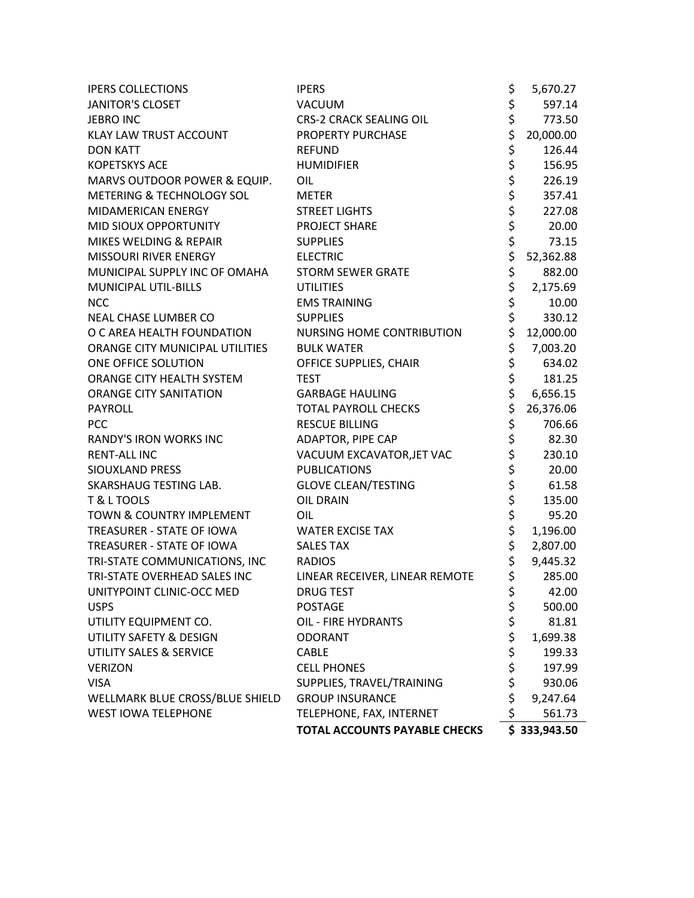| | | |
|---|---|---|
| IPERS COLLECTIONS | IPERS | $ 5,670.27 |
| JANITOR'S CLOSET | VACUUM | $ 597.14 |
| JEBRO INC | CRS-2 CRACK SEALING OIL | $ 773.50 |
| KLAY LAW TRUST ACCOUNT | PROPERTY PURCHASE | $ 20,000.00 |
| DON KATT | REFUND | $ 126.44 |
| KOPETSKYS ACE | HUMIDIFIER | $ 156.95 |
| MARVS OUTDOOR POWER & EQUIP. | OIL | $ 226.19 |
| METERING & TECHNOLOGY SOL | METER | $ 357.41 |
| MIDAMERICAN ENERGY | STREET LIGHTS | $ 227.08 |
| MID SIOUX OPPORTUNITY | PROJECT SHARE | $ 20.00 |
| MIKES WELDING & REPAIR | SUPPLIES | $ 73.15 |
| MISSOURI RIVER ENERGY | ELECTRIC | $ 52,362.88 |
| MUNICIPAL SUPPLY INC OF OMAHA | STORM SEWER GRATE | $ 882.00 |
| MUNICIPAL UTIL-BILLS | UTILITIES | $ 2,175.69 |
| NCC | EMS TRAINING | $ 10.00 |
| NEAL CHASE LUMBER CO | SUPPLIES | $ 330.12 |
| O C AREA HEALTH FOUNDATION | NURSING HOME CONTRIBUTION | $ 12,000.00 |
| ORANGE CITY MUNICIPAL UTILITIES | BULK WATER | $ 7,003.20 |
| ONE OFFICE SOLUTION | OFFICE SUPPLIES, CHAIR | $ 634.02 |
| ORANGE CITY HEALTH SYSTEM | TEST | $ 181.25 |
| ORANGE CITY SANITATION | GARBAGE HAULING | $ 6,656.15 |
| PAYROLL | TOTAL PAYROLL CHECKS | $ 26,376.06 |
| PCC | RESCUE BILLING | $ 706.66 |
| RANDY'S IRON WORKS INC | ADAPTOR, PIPE CAP | $ 82.30 |
| RENT-ALL INC | VACUUM EXCAVATOR,JET VAC | $ 230.10 |
| SIOUXLAND PRESS | PUBLICATIONS | $ 20.00 |
| SKARSHAUG TESTING LAB. | GLOVE CLEAN/TESTING | $ 61.58 |
| T & L TOOLS | OIL DRAIN | $ 135.00 |
| TOWN & COUNTRY IMPLEMENT | OIL | $ 95.20 |
| TREASURER - STATE OF IOWA | WATER EXCISE TAX | $ 1,196.00 |
| TREASURER - STATE OF IOWA | SALES TAX | $ 2,807.00 |
| TRI-STATE COMMUNICATIONS, INC | RADIOS | $ 9,445.32 |
| TRI-STATE OVERHEAD SALES INC | LINEAR RECEIVER, LINEAR REMOTE | $ 285.00 |
| UNITYPOINT CLINIC-OCC MED | DRUG TEST | $ 42.00 |
| USPS | POSTAGE | $ 500.00 |
| UTILITY EQUIPMENT CO. | OIL - FIRE HYDRANTS | $ 81.81 |
| UTILITY SAFETY & DESIGN | ODORANT | $ 1,699.38 |
| UTILITY SALES & SERVICE | CABLE | $ 199.33 |
| VERIZON | CELL PHONES | $ 197.99 |
| VISA | SUPPLIES, TRAVEL/TRAINING | $ 930.06 |
| WELLMARK BLUE CROSS/BLUE SHIELD | GROUP INSURANCE | $ 9,247.64 |
| WEST IOWA TELEPHONE | TELEPHONE, FAX, INTERNET | $ 561.73 |
| | **TOTAL ACCOUNTS PAYABLE CHECKS** | **$ 333,943.50** |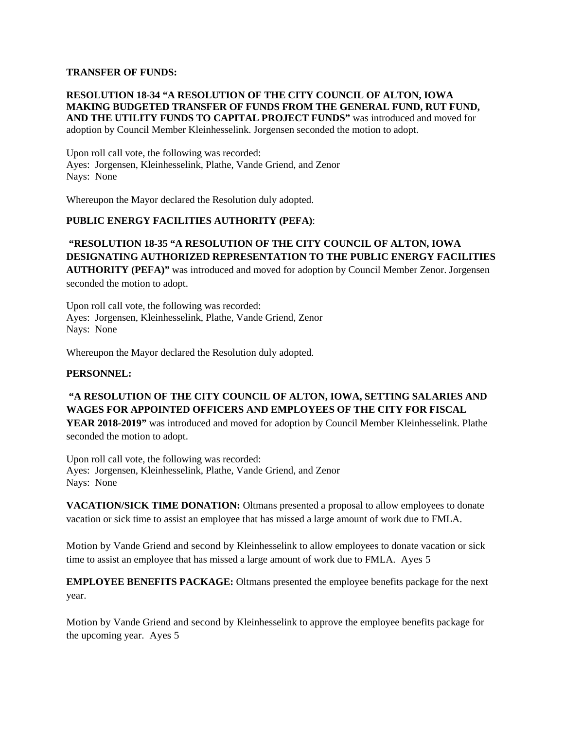**TRANSFER OF FUNDS:**

**RESOLUTION 18-34 "A RESOLUTION OF THE CITY COUNCIL OF ALTON, IOWA MAKING BUDGETED TRANSFER OF FUNDS FROM THE GENERAL FUND, RUT FUND, AND THE UTILITY FUNDS TO CAPITAL PROJECT FUNDS"** was introduced and moved for adoption by Council Member Kleinhesselink. Jorgensen seconded the motion to adopt.

Upon roll call vote, the following was recorded:
Ayes: Jorgensen, Kleinhesselink, Plathe, Vande Griend, and Zenor
Nays: None

Whereupon the Mayor declared the Resolution duly adopted.

**PUBLIC ENERGY FACILITIES AUTHORITY (PEFA)**:

**"RESOLUTION 18-35 "A RESOLUTION OF THE CITY COUNCIL OF ALTON, IOWA DESIGNATING AUTHORIZED REPRESENTATION TO THE PUBLIC ENERGY FACILITIES AUTHORITY (PEFA)"** was introduced and moved for adoption by Council Member Zenor. Jorgensen seconded the motion to adopt.

Upon roll call vote, the following was recorded:
Ayes: Jorgensen, Kleinhesselink, Plathe, Vande Griend, Zenor
Nays: None

Whereupon the Mayor declared the Resolution duly adopted.

**PERSONNEL:**

**"A RESOLUTION OF THE CITY COUNCIL OF ALTON, IOWA, SETTING SALARIES AND WAGES FOR APPOINTED OFFICERS AND EMPLOYEES OF THE CITY FOR FISCAL YEAR 2018-2019"** was introduced and moved for adoption by Council Member Kleinhesselink. Plathe seconded the motion to adopt.

Upon roll call vote, the following was recorded:
Ayes: Jorgensen, Kleinhesselink, Plathe, Vande Griend, and Zenor
Nays: None

**VACATION/SICK TIME DONATION:** Oltmans presented a proposal to allow employees to donate vacation or sick time to assist an employee that has missed a large amount of work due to FMLA.

Motion by Vande Griend and second by Kleinhesselink to allow employees to donate vacation or sick time to assist an employee that has missed a large amount of work due to FMLA. Ayes 5

**EMPLOYEE BENEFITS PACKAGE:** Oltmans presented the employee benefits package for the next year.

Motion by Vande Griend and second by Kleinhesselink to approve the employee benefits package for the upcoming year. Ayes 5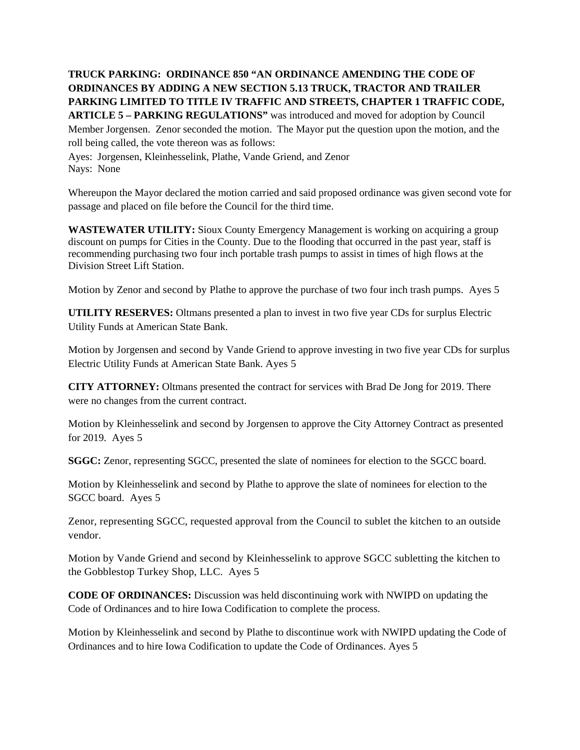**TRUCK PARKING: ORDINANCE 850 "AN ORDINANCE AMENDING THE CODE OF ORDINANCES BY ADDING A NEW SECTION 5.13 TRUCK, TRACTOR AND TRAILER PARKING LIMITED TO TITLE IV TRAFFIC AND STREETS, CHAPTER 1 TRAFFIC CODE, ARTICLE 5 – PARKING REGULATIONS"** was introduced and moved for adoption by Council Member Jorgensen. Zenor seconded the motion. The Mayor put the question upon the motion, and the roll being called, the vote thereon was as follows:

Ayes: Jorgensen, Kleinhesselink, Plathe, Vande Griend, and Zenor
Nays: None

Whereupon the Mayor declared the motion carried and said proposed ordinance was given second vote for passage and placed on file before the Council for the third time.

**WASTEWATER UTILITY:** Sioux County Emergency Management is working on acquiring a group discount on pumps for Cities in the County. Due to the flooding that occurred in the past year, staff is recommending purchasing two four inch portable trash pumps to assist in times of high flows at the Division Street Lift Station.

Motion by Zenor and second by Plathe to approve the purchase of two four inch trash pumps. Ayes 5

**UTILITY RESERVES:** Oltmans presented a plan to invest in two five year CDs for surplus Electric Utility Funds at American State Bank.

Motion by Jorgensen and second by Vande Griend to approve investing in two five year CDs for surplus Electric Utility Funds at American State Bank. Ayes 5

**CITY ATTORNEY:** Oltmans presented the contract for services with Brad De Jong for 2019. There were no changes from the current contract.

Motion by Kleinhesselink and second by Jorgensen to approve the City Attorney Contract as presented for 2019. Ayes 5

**SGGC:** Zenor, representing SGCC, presented the slate of nominees for election to the SGCC board.

Motion by Kleinhesselink and second by Plathe to approve the slate of nominees for election to the SGCC board. Ayes 5

Zenor, representing SGCC, requested approval from the Council to sublet the kitchen to an outside vendor.

Motion by Vande Griend and second by Kleinhesselink to approve SGCC subletting the kitchen to the Gobblestop Turkey Shop, LLC. Ayes 5

**CODE OF ORDINANCES:** Discussion was held discontinuing work with NWIPD on updating the Code of Ordinances and to hire Iowa Codification to complete the process.

Motion by Kleinhesselink and second by Plathe to discontinue work with NWIPD updating the Code of Ordinances and to hire Iowa Codification to update the Code of Ordinances. Ayes 5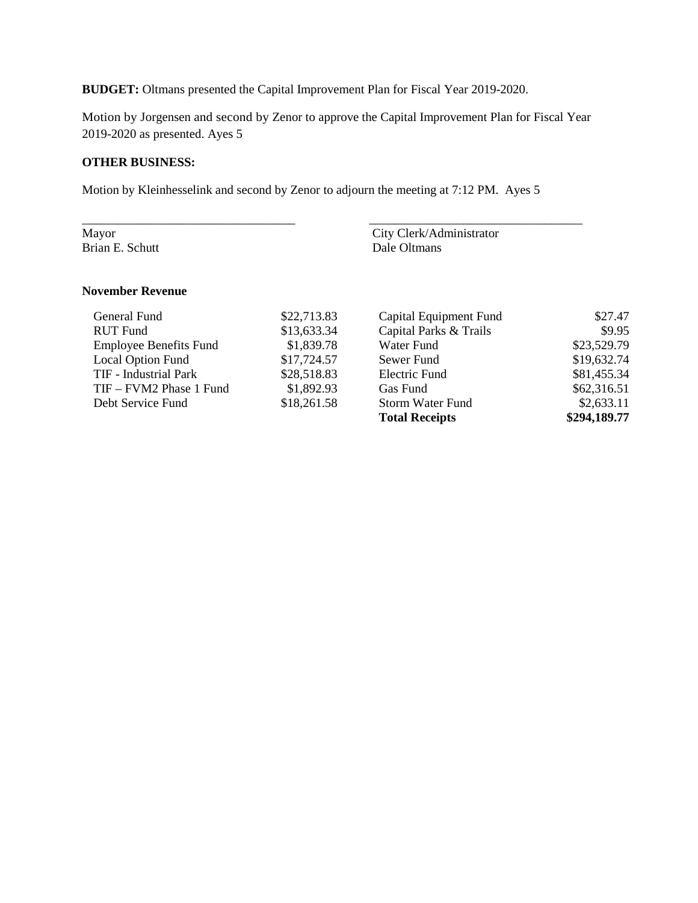**BUDGET:** Oltmans presented the Capital Improvement Plan for Fiscal Year 2019-2020.

Motion by Jorgensen and second by Zenor to approve the Capital Improvement Plan for Fiscal Year 2019-2020 as presented. Ayes 5

**OTHER BUSINESS:**

Motion by Kleinhesselink and second by Zenor to adjourn the meeting at 7:12 PM. Ayes 5

\_\_\_\_\_\_\_\_\_\_\_\_\_\_\_\_\_\_\_\_\_\_\_\_\_\_\_\_\_\_\_\_\_\_\_\_ \_\_\_\_\_\_\_\_\_\_\_\_\_\_\_\_\_\_\_\_\_\_\_\_\_\_\_\_\_\_\_\_\_\_\_\_

Mayor
Brian E. Schutt

City Clerk/Administrator
Dale Oltmans

**November Revenue**

| | | | |
|---|---|---|---|
| General Fund | $22,713.83 | Capital Equipment Fund | $27.47 |
| RUT Fund | $13,633.34 | Capital Parks & Trails | $9.95 |
| Employee Benefits Fund | $1,839.78 | Water Fund | $23,529.79 |
| Local Option Fund | $17,724.57 | Sewer Fund | $19,632.74 |
| TIF - Industrial Park | $28,518.83 | Electric Fund | $81,455.34 |
| TIF – FVM2 Phase 1 Fund | $1,892.93 | Gas Fund | $62,316.51 |
| Debt Service Fund | $18,261.58 | Storm Water Fund | $2,633.11 |
| | | **Total Receipts** | **$294,189.77** |